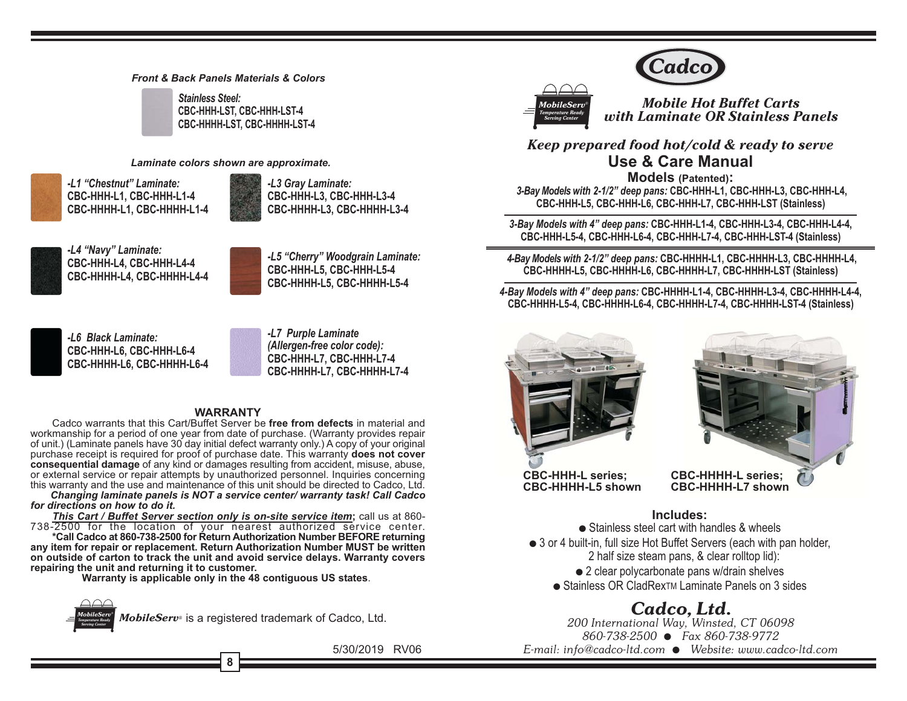### *Front & Back Panels Materials & Colors*

***Stainless Steel:***
**CBC-HHH-LST, CBC-HHH-LST-4**
**CBC-HHHH-LST, CBC-HHHH-LST-4**

***Laminate colors shown are approximate.***

***-L1 "Chestnut" Laminate:***
**CBC-HHH-L1, CBC-HHH-L1-4**
**CBC-HHHH-L1, CBC-HHHH-L1-4**

***-L3 Gray Laminate:***
**CBC-HHH-L3, CBC-HHH-L3-4**
**CBC-HHHH-L3, CBC-HHHH-L3-4**

***-L4 "Navy" Laminate:***
**CBC-HHH-L4, CBC-HHH-L4-4**
**CBC-HHHH-L4, CBC-HHHH-L4-4**

***-L5 "Cherry" Woodgrain Laminate:***
**CBC-HHH-L5, CBC-HHH-L5-4**
**CBC-HHHH-L5, CBC-HHHH-L5-4**

***-L6 Black Laminate:***
**CBC-HHH-L6, CBC-HHH-L6-4**
**CBC-HHHH-L6, CBC-HHHH-L6-4**

***-L7 Purple Laminate (Allergen-free color code):***
**CBC-HHH-L7, CBC-HHH-L7-4**
**CBC-HHHH-L7, CBC-HHHH-L7-4**

## WARRANTY

Cadco warrants that this Cart/Buffet Server be **free from defects** in material and workmanship for a period of one year from date of purchase. (Warranty provides repair of unit.) (Laminate panels have 30 day initial defect warranty only.) A copy of your original purchase receipt is required for proof of purchase date. This warranty **does not cover consequential damage** of any kind or damages resulting from accident, misuse, abuse, or external service or repair attempts by unauthorized personnel. Inquiries concerning this warranty and the use and maintenance of this unit should be directed to Cadco, Ltd.

***Changing laminate panels is NOT a service center/ warranty task! Call Cadco for directions on how to do it.***

***This Cart / Buffet Server section only is on-site service item*****;** call us at 860-738-2500 for the location of your nearest authorized service center.

**\*Call Cadco at 860-738-2500 for Return Authorization Number BEFORE returning any item for repair or replacement. Return Authorization Number MUST be written on outside of carton to track the unit and avoid service delays. Warranty covers repairing the unit and returning it to customer.**

**Warranty is applicable only in the 48 contiguous US states**.

***MobileServ***® is a registered trademark of Cadco, Ltd.

5/30/2019 RV06

# Cadco

*MobileServ® Temperature Ready Serving Center*

## *Mobile Hot Buffet Carts with Laminate OR Stainless Panels*

### *Keep prepared food hot/cold & ready to serve*

# Use & Care Manual

**Models (Patented):**

***3-Bay Models with 2-1/2" deep pans:*** **CBC-HHH-L1, CBC-HHH-L3, CBC-HHH-L4, CBC-HHH-L5, CBC-HHH-L6, CBC-HHH-L7, CBC-HHH-LST (Stainless)**

***3-Bay Models with 4" deep pans:*** **CBC-HHH-L1-4, CBC-HHH-L3-4, CBC-HHH-L4-4, CBC-HHH-L5-4, CBC-HHH-L6-4, CBC-HHH-L7-4, CBC-HHH-LST-4 (Stainless)**

***4-Bay Models with 2-1/2" deep pans:*** **CBC-HHHH-L1, CBC-HHHH-L3, CBC-HHHH-L4, CBC-HHHH-L5, CBC-HHHH-L6, CBC-HHHH-L7, CBC-HHHH-LST (Stainless)**

***4-Bay Models with 4" deep pans:*** **CBC-HHHH-L1-4, CBC-HHHH-L3-4, CBC-HHHH-L4-4, CBC-HHHH-L5-4, CBC-HHHH-L6-4, CBC-HHHH-L7-4, CBC-HHHH-LST-4 (Stainless)**

**CBC-HHH-L series; CBC-HHHH-L5 shown**

**CBC-HHHH-L series; CBC-HHHH-L7 shown**

**Includes:**

- Stainless steel cart with handles & wheels
- 3 or 4 built-in, full size Hot Buffet Servers (each with pan holder, 2 half size steam pans, & clear rolltop lid):
- 2 clear polycarbonate pans w/drain shelves
- Stainless OR CladRex™ Laminate Panels on 3 sides

## *Cadco, Ltd.*

*200 International Way, Winsted, CT 06098*
*860-738-2500 ● Fax 860-738-9772*
*E-mail: info@cadco-ltd.com ● Website: www.cadco-ltd.com*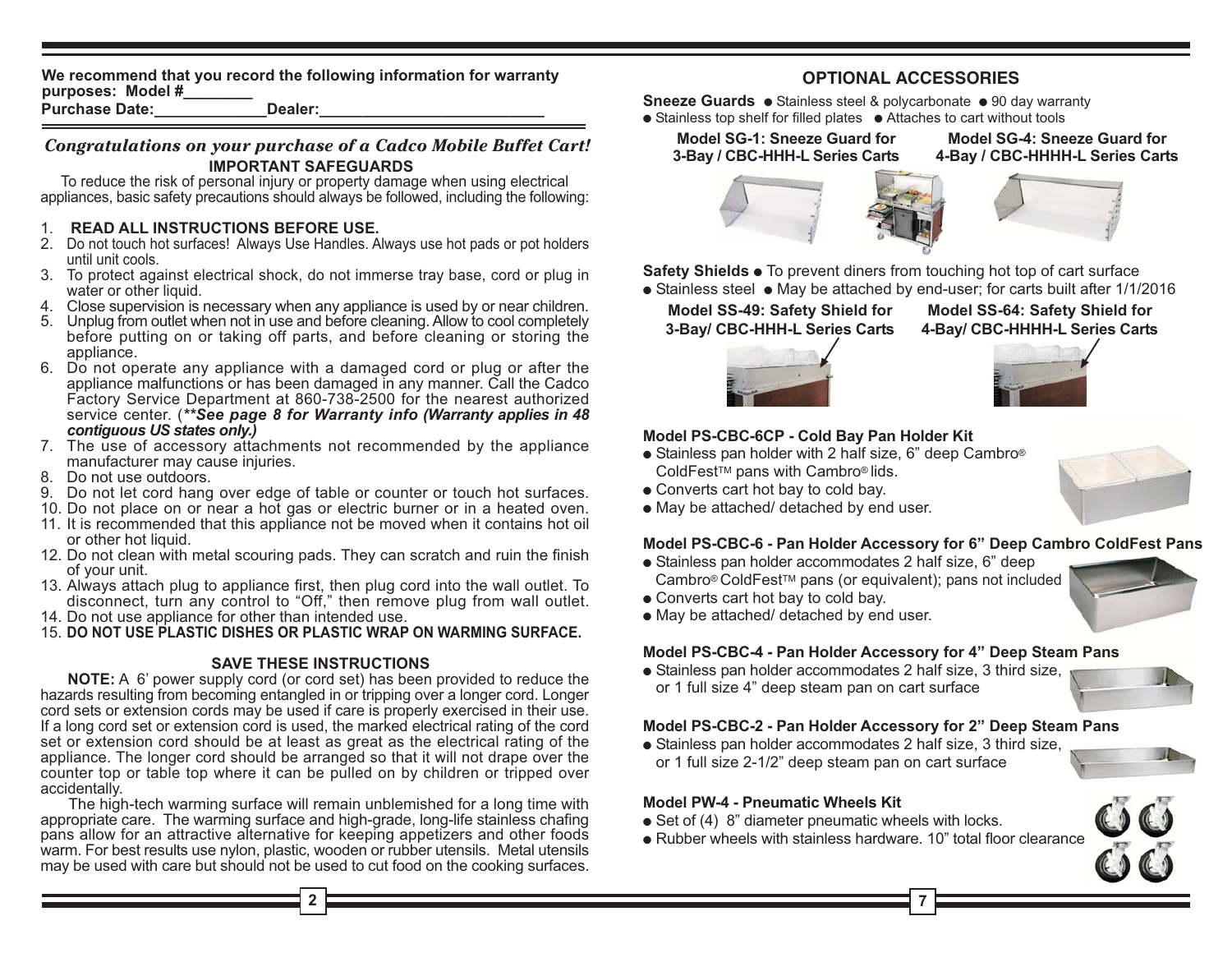We recommend that you record the following information for warranty purposes: Model #________
Purchase Date:_____________Dealer:__________________________

*Congratulations on your purchase of a Cadco Mobile Buffet Cart!*

## IMPORTANT SAFEGUARDS

To reduce the risk of personal injury or property damage when using electrical appliances, basic safety precautions should always be followed, including the following:

1. **READ ALL INSTRUCTIONS BEFORE USE.**
2. Do not touch hot surfaces! Always Use Handles. Always use hot pads or pot holders until unit cools.
3. To protect against electrical shock, do not immerse tray base, cord or plug in water or other liquid.
4. Close supervision is necessary when any appliance is used by or near children.
5. Unplug from outlet when not in use and before cleaning. Allow to cool completely before putting on or taking off parts, and before cleaning or storing the appliance.
6. Do not operate any appliance with a damaged cord or plug or after the appliance malfunctions or has been damaged in any manner. Call the Cadco Factory Service Department at 860-738-2500 for the nearest authorized service center. (***\*See page 8 for Warranty info (Warranty applies in 48 contiguous US states only.)***
7. The use of accessory attachments not recommended by the appliance manufacturer may cause injuries.
8. Do not use outdoors.
9. Do not let cord hang over edge of table or counter or touch hot surfaces.
10. Do not place on or near a hot gas or electric burner or in a heated oven.
11. It is recommended that this appliance not be moved when it contains hot oil or other hot liquid.
12. Do not clean with metal scouring pads. They can scratch and ruin the finish of your unit.
13. Always attach plug to appliance first, then plug cord into the wall outlet. To disconnect, turn any control to "Off," then remove plug from wall outlet.
14. Do not use appliance for other than intended use.
15. **DO NOT USE PLASTIC DISHES OR PLASTIC WRAP ON WARMING SURFACE.**

### SAVE THESE INSTRUCTIONS

**NOTE:** A 6' power supply cord (or cord set) has been provided to reduce the hazards resulting from becoming entangled in or tripping over a longer cord. Longer cord sets or extension cords may be used if care is properly exercised in their use. If a long cord set or extension cord is used, the marked electrical rating of the cord set or extension cord should be at least as great as the electrical rating of the appliance. The longer cord should be arranged so that it will not drape over the counter top or table top where it can be pulled on by children or tripped over accidentally.

The high-tech warming surface will remain unblemished for a long time with appropriate care. The warming surface and high-grade, long-life stainless chafing pans allow for an attractive alternative for keeping appetizers and other foods warm. For best results use nylon, plastic, wooden or rubber utensils. Metal utensils may be used with care but should not be used to cut food on the cooking surfaces.

## OPTIONAL ACCESSORIES

**Sneeze Guards** ● Stainless steel & polycarbonate ● 90 day warranty
● Stainless top shelf for filled plates ● Attaches to cart without tools

**Model SG-1: Sneeze Guard for 3-Bay / CBC-HHH-L Series Carts**

**Model SG-4: Sneeze Guard for 4-Bay / CBC-HHHH-L Series Carts**

**Safety Shields** ● To prevent diners from touching hot top of cart surface
● Stainless steel ● May be attached by end-user; for carts built after 1/1/2016

**Model SS-49: Safety Shield for 3-Bay/ CBC-HHH-L Series Carts**

**Model SS-64: Safety Shield for 4-Bay/ CBC-HHHH-L Series Carts**

**Model PS-CBC-6CP - Cold Bay Pan Holder Kit**
- Stainless pan holder with 2 half size, 6" deep Cambro® ColdFest™ pans with Cambro® lids.
- Converts cart hot bay to cold bay.
- May be attached/ detached by end user.

**Model PS-CBC-6 - Pan Holder Accessory for 6" Deep Cambro ColdFest Pans**
- Stainless pan holder accommodates 2 half size, 6" deep Cambro® ColdFest™ pans (or equivalent); pans not included
- Converts cart hot bay to cold bay.
- May be attached/ detached by end user.

**Model PS-CBC-4 - Pan Holder Accessory for 4" Deep Steam Pans**
- Stainless pan holder accommodates 2 half size, 3 third size, or 1 full size 4" deep steam pan on cart surface

**Model PS-CBC-2 - Pan Holder Accessory for 2" Deep Steam Pans**
- Stainless pan holder accommodates 2 half size, 3 third size, or 1 full size 2-1/2" deep steam pan on cart surface

**Model PW-4 - Pneumatic Wheels Kit**
- Set of (4) 8" diameter pneumatic wheels with locks.
- Rubber wheels with stainless hardware. 10" total floor clearance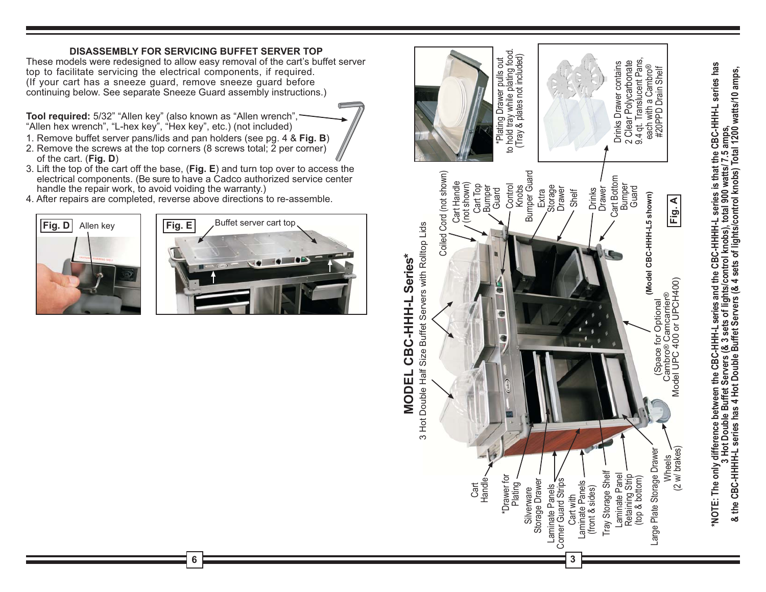## DISASSEMBLY FOR SERVICING BUFFET SERVER TOP

These models were redesigned to allow easy removal of the cart's buffet server top to facilitate servicing the electrical components, if required. (If your cart has a sneeze guard, remove sneeze guard before continuing below. See separate Sneeze Guard assembly instructions.)

**Tool required:** 5/32" "Allen key" (also known as "Allen wrench", "Allen hex wrench", "L-hex key", "Hex key", etc.) (not included)

1. Remove buffet server pans/lids and pan holders (see pg. 4 & **Fig. B**)
2. Remove the screws at the top corners (8 screws total; 2 per corner) of the cart. (**Fig. D**)
3. Lift the top of the cart off the base, (**Fig. E**) and turn top over to access the electrical components. (Be sure to have a Cadco authorized service center handle the repair work, to avoid voiding the warranty.)
4. After repairs are completed, reverse above directions to re-assemble.

**Fig. D** Allen key

**Fig. E** Buffet server cart top

## MODEL CBC-HHH-L Series*

3 Hot Double Half Size Buffet Servers with Rolltop Lids

Coiled Cord (not shown)
Cart Handle (not shown)
Cart Top Bumper Guard
Control Knobs
Bumper Guard
Extra Storage Drawer
Shelf
Drinks Drawer
Cart Bottom Bumper Guard
Cart Handle
*Drawer for Plating
Silverware Storage Drawer
Laminate Panels
Corner Guard Strips
Cart with Laminate Panels (front & sides)
Tray Storage Shelf
Laminate Panel Retaining Strip (top & bottom)
Large Plate Storage Drawer
Wheels (2 w/ brakes)
(Space for Optional Cambro® Camcarrier® Model UPC 400 or UPCH400)

(Model CBC-HHH-L5 shown)

**Fig. A**

*Plating Drawer pulls out to hold tray while plating food. (Tray & plates not included)

Drinks Drawer contains 2 Clear Polycarbonate 9.4 qt. Translucent Pans, each with a Cambro® #20PPD Drain Shelf

***NOTE: The only difference between the CBC-HHH-L series and the CBC-HHHH-L series is that the CBC-HHH-L series has 3 Hot Double Buffet Servers (& 3 sets of lights/control knobs), total 900 watts/ 7.5 amps, & the CBC-HHHH-L series has 4 Hot Double Buffet Servers (& 4 sets of lights/control knobs) Total 1200 watts/10 amps,**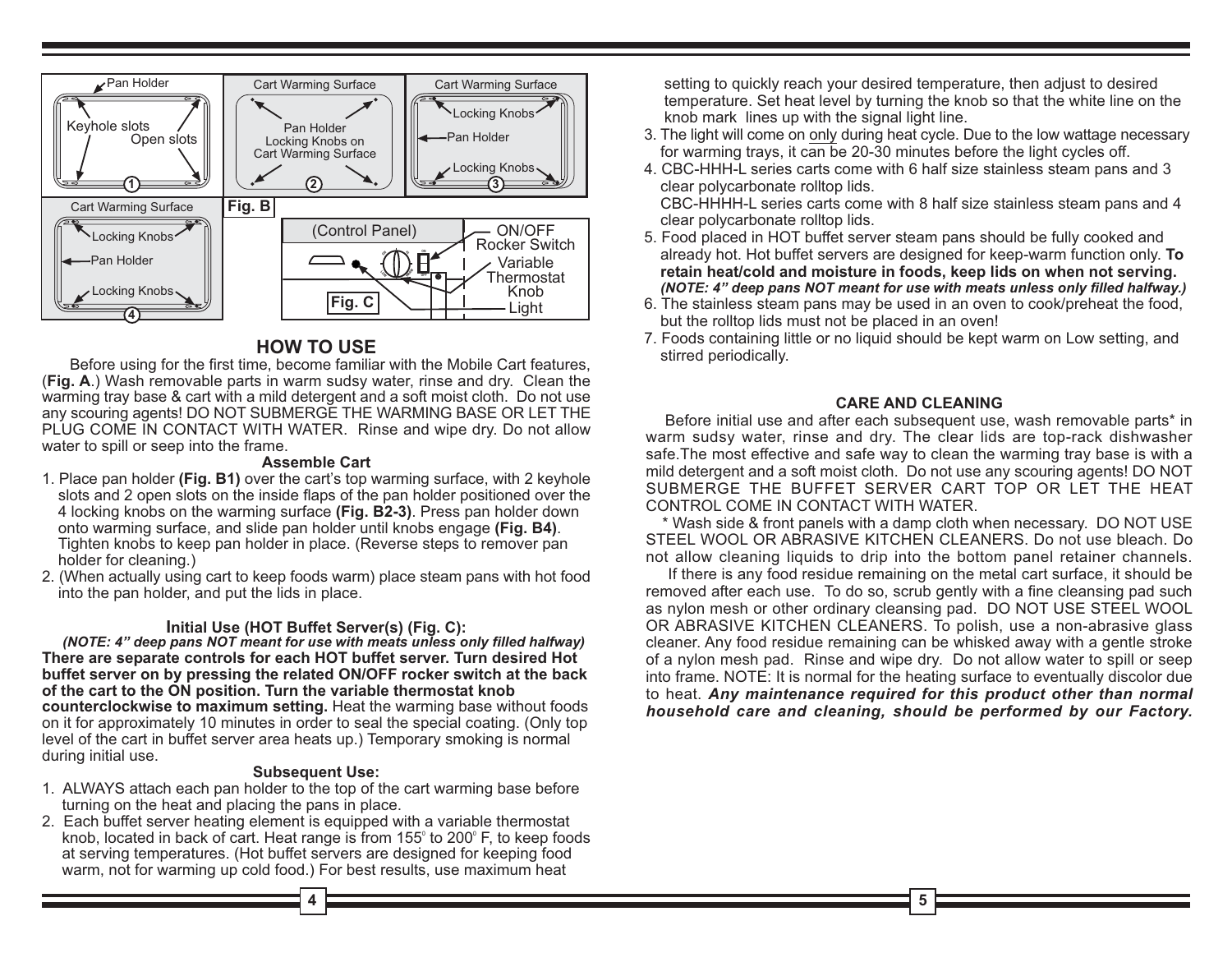Pan Holder

Keyhole slots

Open slots

1

Cart Warming Surface

Pan Holder
Locking Knobs on
Cart Warming Surface

2

Cart Warming Surface

Locking Knobs

Pan Holder

Locking Knobs

3

Cart Warming Surface

Locking Knobs

Pan Holder

Locking Knobs

4

Fig. B

(Control Panel)

ON/OFF
Rocker Switch

Variable
Thermostat
Knob

Light

Fig. C

## HOW TO USE

Before using for the first time, become familiar with the Mobile Cart features, (**Fig. A**.) Wash removable parts in warm sudsy water, rinse and dry. Clean the warming tray base & cart with a mild detergent and a soft moist cloth. Do not use any scouring agents! DO NOT SUBMERGE THE WARMING BASE OR LET THE PLUG COME IN CONTACT WITH WATER. Rinse and wipe dry. Do not allow water to spill or seep into the frame.

### Assemble Cart

1. Place pan holder **(Fig. B1)** over the cart's top warming surface, with 2 keyhole slots and 2 open slots on the inside flaps of the pan holder positioned over the 4 locking knobs on the warming surface **(Fig. B2-3)**. Press pan holder down onto warming surface, and slide pan holder until knobs engage **(Fig. B4)**. Tighten knobs to keep pan holder in place. (Reverse steps to remover pan holder for cleaning.)
2. (When actually using cart to keep foods warm) place steam pans with hot food into the pan holder, and put the lids in place.

### Initial Use (HOT Buffet Server(s) (Fig. C):

***(NOTE: 4" deep pans NOT meant for use with meats unless only filled halfway)***

**There are separate controls for each HOT buffet server. Turn desired Hot buffet server on by pressing the related ON/OFF rocker switch at the back of the cart to the ON position. Turn the variable thermostat knob counterclockwise to maximum setting.** Heat the warming base without foods on it for approximately 10 minutes in order to seal the special coating. (Only top level of the cart in buffet server area heats up.) Temporary smoking is normal during initial use.

### Subsequent Use:

1. ALWAYS attach each pan holder to the top of the cart warming base before turning on the heat and placing the pans in place.
2. Each buffet server heating element is equipped with a variable thermostat knob, located in back of cart. Heat range is from 155° to 200° F, to keep foods at serving temperatures. (Hot buffet servers are designed for keeping food warm, not for warming up cold food.) For best results, use maximum heat setting to quickly reach your desired temperature, then adjust to desired temperature. Set heat level by turning the knob so that the white line on the knob mark lines up with the signal light line.
3. The light will come on only during heat cycle. Due to the low wattage necessary for warming trays, it can be 20-30 minutes before the light cycles off.
4. CBC-HHH-L series carts come with 6 half size stainless steam pans and 3 clear polycarbonate rolltop lids.
   CBC-HHHH-L series carts come with 8 half size stainless steam pans and 4 clear polycarbonate rolltop lids.
5. Food placed in HOT buffet server steam pans should be fully cooked and already hot. Hot buffet servers are designed for keep-warm function only. **To retain heat/cold and moisture in foods, keep lids on when not serving.** ***(NOTE: 4" deep pans NOT meant for use with meats unless only filled halfway.)***
6. The stainless steam pans may be used in an oven to cook/preheat the food, but the rolltop lids must not be placed in an oven!
7. Foods containing little or no liquid should be kept warm on Low setting, and stirred periodically.

### CARE AND CLEANING

Before initial use and after each subsequent use, wash removable parts* in warm sudsy water, rinse and dry. The clear lids are top-rack dishwasher safe.The most effective and safe way to clean the warming tray base is with a mild detergent and a soft moist cloth. Do not use any scouring agents! DO NOT SUBMERGE THE BUFFET SERVER CART TOP OR LET THE HEAT CONTROL COME IN CONTACT WITH WATER.

* Wash side & front panels with a damp cloth when necessary. DO NOT USE STEEL WOOL OR ABRASIVE KITCHEN CLEANERS. Do not use bleach. Do not allow cleaning liquids to drip into the bottom panel retainer channels.

If there is any food residue remaining on the metal cart surface, it should be removed after each use. To do so, scrub gently with a fine cleansing pad such as nylon mesh or other ordinary cleansing pad. DO NOT USE STEEL WOOL OR ABRASIVE KITCHEN CLEANERS. To polish, use a non-abrasive glass cleaner. Any food residue remaining can be whisked away with a gentle stroke of a nylon mesh pad. Rinse and wipe dry. Do not allow water to spill or seep into frame. NOTE: It is normal for the heating surface to eventually discolor due to heat. ***Any maintenance required for this product other than normal household care and cleaning, should be performed by our Factory.***